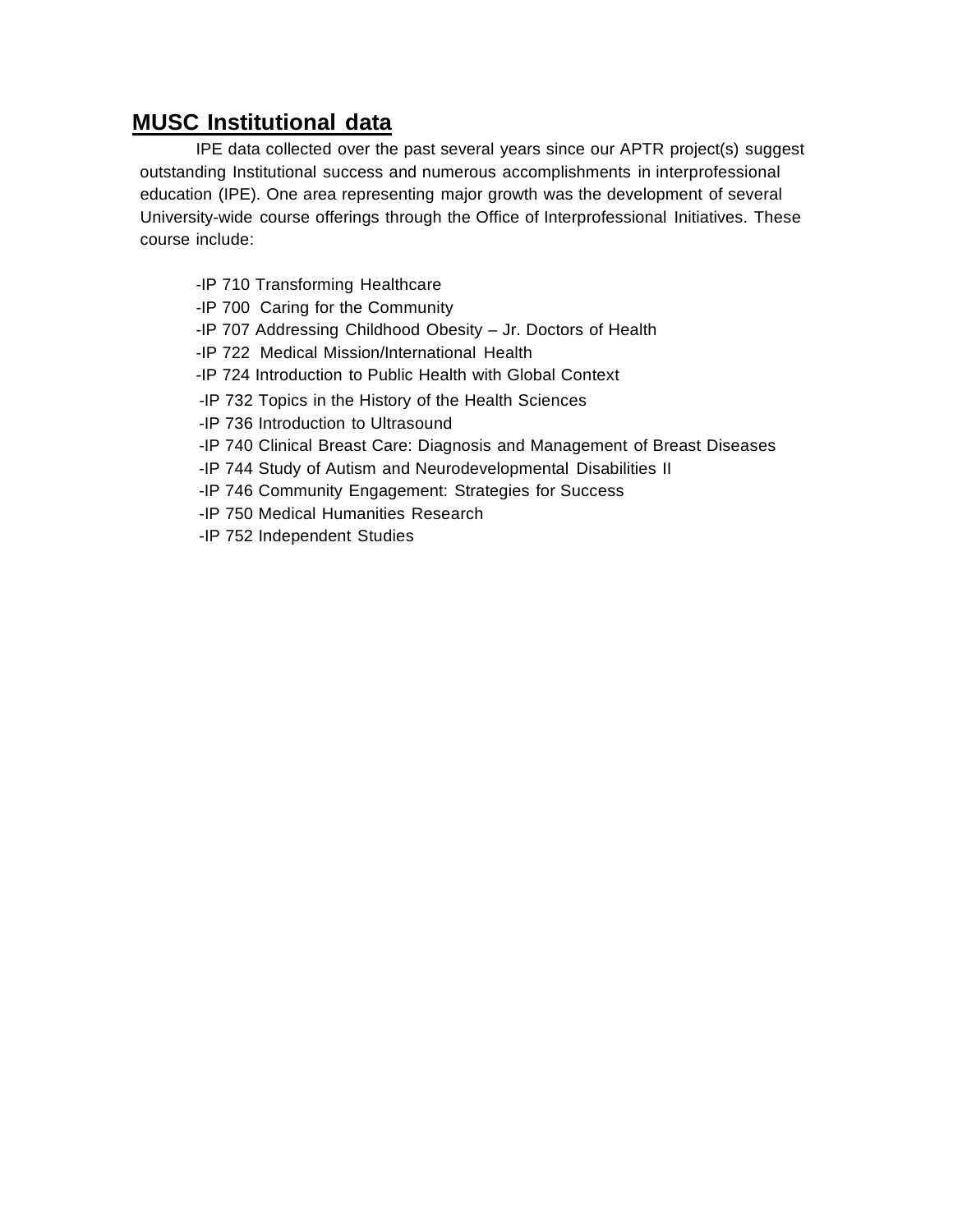## MUSC Institutional data

IPE data collected over the past several years since our APTR project(s) suggest outstanding Institutional success and numerous accomplishments in interprofessional education (IPE). One area representing major growth was the development of several University-wide course offerings through the Office of Interprofessional Initiatives. These course include:

- IP 710 Transforming Healthcare
- IP 700 Caring for the Community
- IP 707 Addressing Childhood Obesity – Jr. Doctors of Health
- IP 722 Medical Mission/International Health
- IP 724 Introduction to Public Health with Global Context
- IP 732 Topics in the History of the Health Sciences
- IP 736 Introduction to Ultrasound
- IP 740 Clinical Breast Care: Diagnosis and Management of Breast Diseases
- IP 744 Study of Autism and Neurodevelopmental Disabilities II
- IP 746 Community Engagement: Strategies for Success
- IP 750 Medical Humanities Research
- IP 752 Independent Studies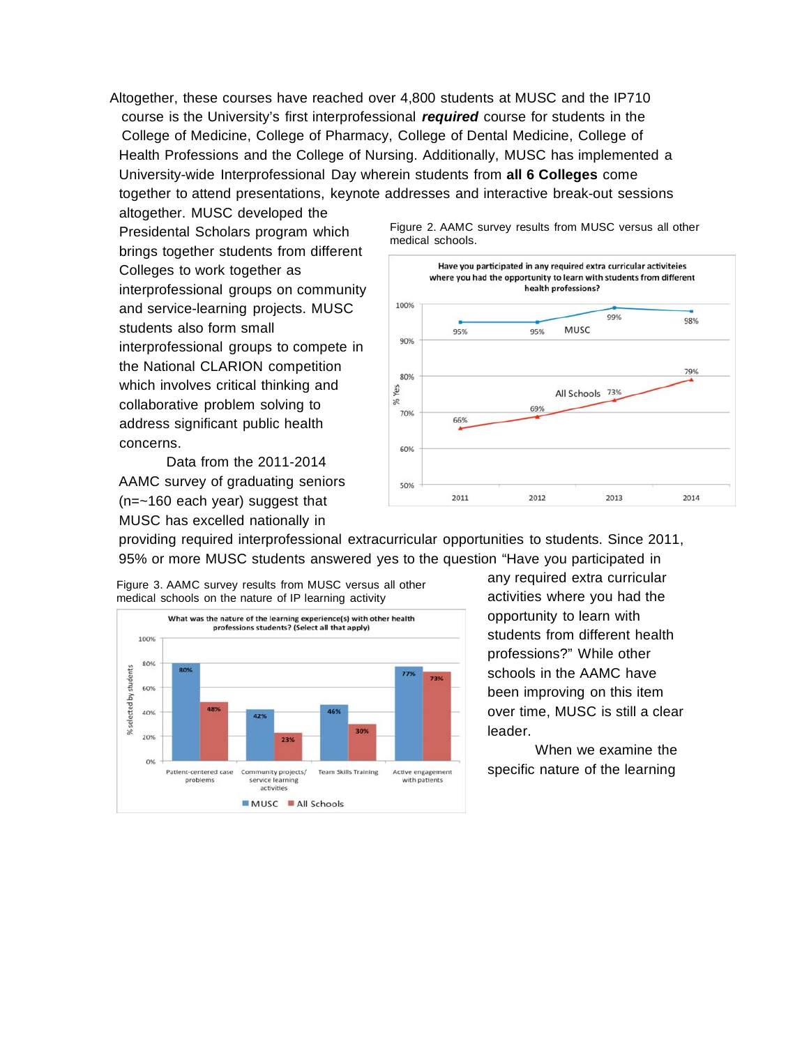Altogether, these courses have reached over 4,800 students at MUSC and the IP710 course is the University's first interprofessional ***required*** course for students in the College of Medicine, College of Pharmacy, College of Dental Medicine, College of Health Professions and the College of Nursing. Additionally, MUSC has implemented a University-wide Interprofessional Day wherein students from **all 6 Colleges** come together to attend presentations, keynote addresses and interactive break-out sessions altogether. MUSC developed the Presidental Scholars program which brings together students from different Colleges to work together as interprofessional groups on community and service-learning projects. MUSC students also form small interprofessional groups to compete in the National CLARION competition which involves critical thinking and collaborative problem solving to address significant public health concerns.

Data from the 2011-2014 AAMC survey of graduating seniors (n=~160 each year) suggest that MUSC has excelled nationally in providing required interprofessional extracurricular opportunities to students. Since 2011, 95% or more MUSC students answered yes to the question "Have you participated in any required extra curricular activities where you had the opportunity to learn with students from different health professions?" While other schools in the AAMC have been improving on this item over time, MUSC is still a clear leader.

Figure 2. AAMC survey results from MUSC versus all other medical schools.

Have you participated in any required extra curricular activiteies where you had the opportunity to learn with students from different health professions?

| % Yes | 2011 | 2012 | 2013 | 2014 |
|---|---|---|---|---|
| MUSC | 95% | 95% | 99% | 98% |
| All Schools | 66% | 69% | 73% | 79% |

Figure 3. AAMC survey results from MUSC versus all other medical schools on the nature of IP learning activity

What was the nature of the learning experience(s) with other health professions students? (Select all that apply)

| % selected by students | Patient-centered case problems | Community projects/ service learning activities | Team Skills Training | Active engagement with patients |
|---|---|---|---|---|
| MUSC | 80% | 42% | 46% | 77% |
| All Schools | 48% | 23% | 30% | 73% |

When we examine the specific nature of the learning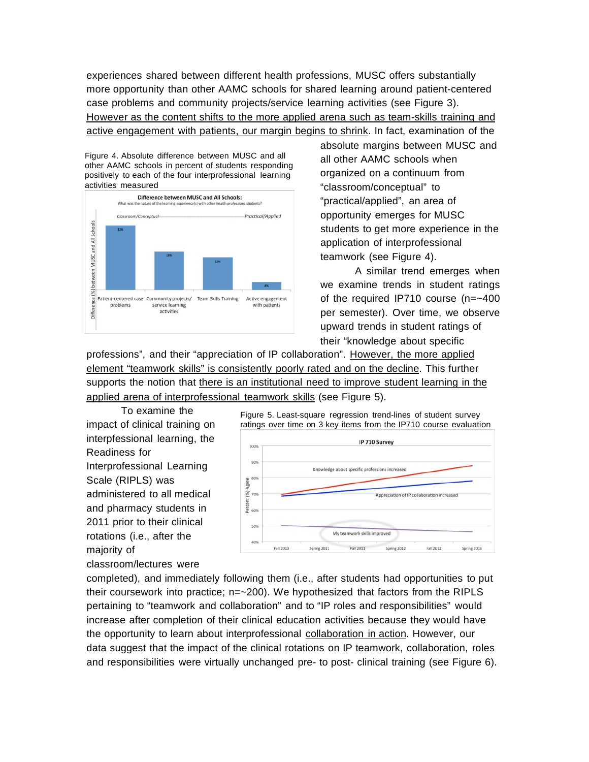experiences shared between different health professions, MUSC offers substantially more opportunity than other AAMC schools for shared learning around patient-centered case problems and community projects/service learning activities (see Figure 3). However as the content shifts to the more applied arena such as team-skills training and active engagement with patients, our margin begins to shrink. In fact, examination of the absolute margins between MUSC and all other AAMC schools when organized on a continuum from "classroom/conceptual" to "practical/applied", an area of opportunity emerges for MUSC students to get more experience in the application of interprofessional teamwork (see Figure 4).

Figure 4. Absolute difference between MUSC and all other AAMC schools in percent of students responding positively to each of the four interprofessional learning activities measured

A similar trend emerges when we examine trends in student ratings of the required IP710 course (n=~400 per semester). Over time, we observe upward trends in student ratings of their "knowledge about specific professions", and their "appreciation of IP collaboration". However, the more applied element "teamwork skills" is consistently poorly rated and on the decline. This further supports the notion that there is an institutional need to improve student learning in the applied arena of interprofessional teamwork skills (see Figure 5).

Figure 5. Least-square regression trend-lines of student survey ratings over time on 3 key items from the IP710 course evaluation

To examine the impact of clinical training on interpfessional learning, the Readiness for Interprofessional Learning Scale (RIPLS) was administered to all medical and pharmacy students in 2011 prior to their clinical rotations (i.e., after the majority of classroom/lectures were completed), and immediately following them (i.e., after students had opportunities to put their coursework into practice; n=~200). We hypothesized that factors from the RIPLS pertaining to "teamwork and collaboration" and to "IP roles and responsibilities" would increase after completion of their clinical education activities because they would have the opportunity to learn about interprofessional collaboration in action. However, our data suggest that the impact of the clinical rotations on IP teamwork, collaboration, roles and responsibilities were virtually unchanged pre- to post- clinical training (see Figure 6).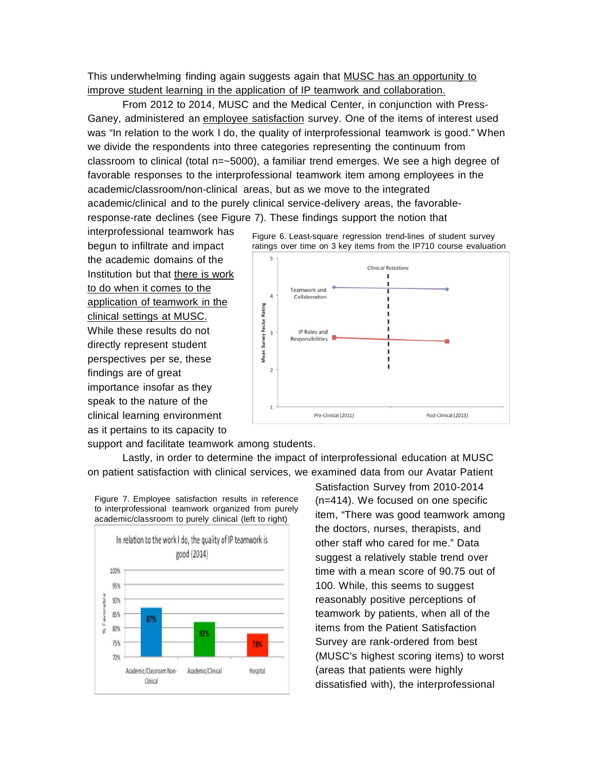This underwhelming finding again suggests again that MUSC has an opportunity to improve student learning in the application of IP teamwork and collaboration.

From 2012 to 2014, MUSC and the Medical Center, in conjunction with Press-Ganey, administered an employee satisfaction survey. One of the items of interest used was "In relation to the work I do, the quality of interprofessional teamwork is good." When we divide the respondents into three categories representing the continuum from classroom to clinical (total n=~5000), a familiar trend emerges. We see a high degree of favorable responses to the interprofessional teamwork item among employees in the academic/classroom/non-clinical areas, but as we move to the integrated academic/clinical and to the purely clinical service-delivery areas, the favorable-response-rate declines (see Figure 7). These findings support the notion that interprofessional teamwork has begun to infiltrate and impact the academic domains of the Institution but that there is work to do when it comes to the application of teamwork in the clinical settings at MUSC. While these results do not directly represent student perspectives per se, these findings are of great importance insofar as they speak to the nature of the clinical learning environment as it pertains to its capacity to support and facilitate teamwork among students.

Figure 6. Least-square regression trend-lines of student survey ratings over time on 3 key items from the IP710 course evaluation

Lastly, in order to determine the impact of interprofessional education at MUSC on patient satisfaction with clinical services, we examined data from our Avatar Patient Satisfaction Survey from 2010-2014 (n=414). We focused on one specific item, "There was good teamwork among the doctors, nurses, therapists, and other staff who cared for me." Data suggest a relatively stable trend over time with a mean score of 90.75 out of 100. While, this seems to suggest reasonably positive perceptions of teamwork by patients, when all of the items from the Patient Satisfaction Survey are rank-ordered from best (MUSC's highest scoring items) to worst (areas that patients were highly dissatisfied with), the interprofessional

Figure 7. Employee satisfaction results in reference to interprofessional teamwork organized from purely academic/classroom to purely clinical (left to right)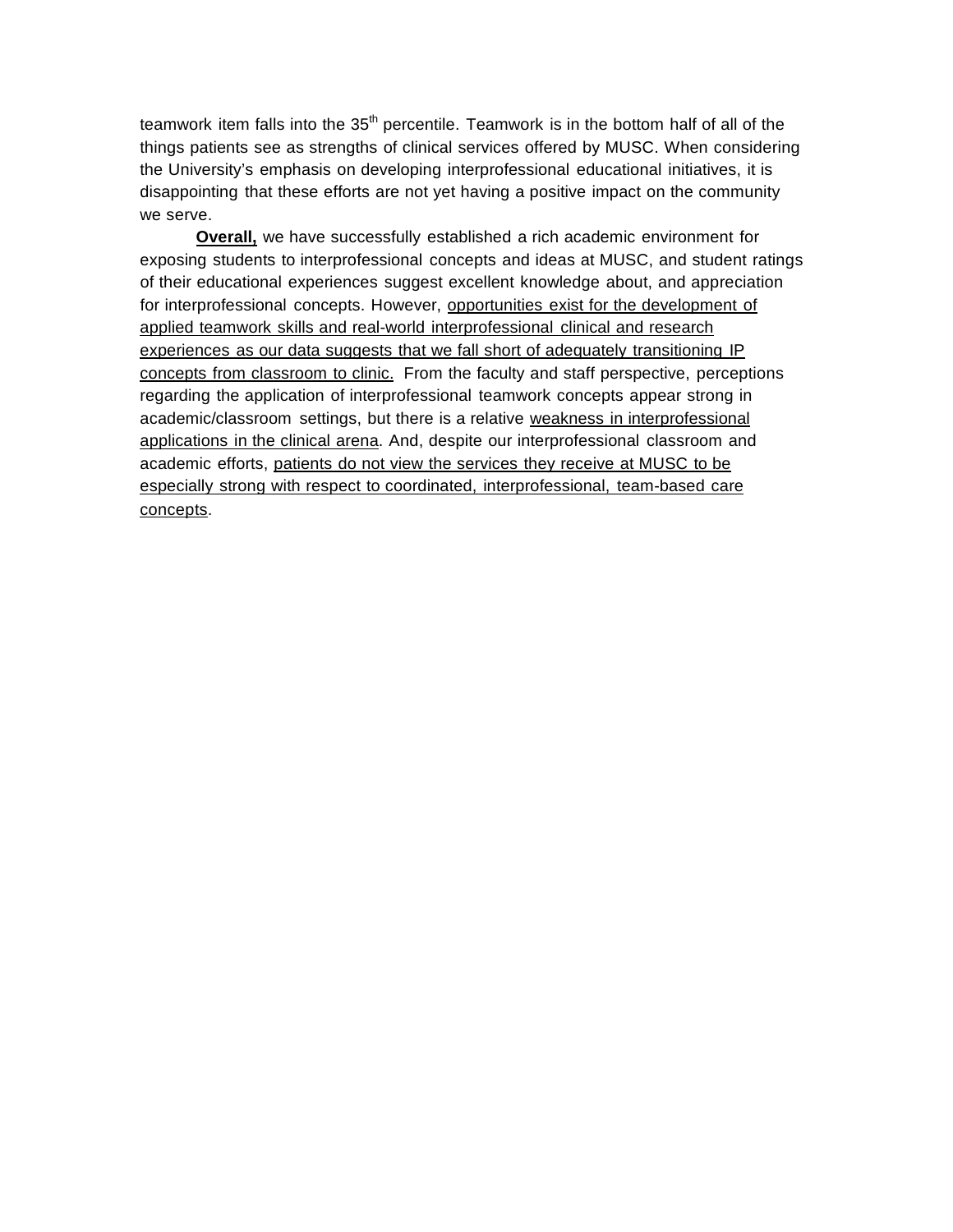teamwork item falls into the 35th percentile. Teamwork is in the bottom half of all of the things patients see as strengths of clinical services offered by MUSC. When considering the University's emphasis on developing interprofessional educational initiatives, it is disappointing that these efforts are not yet having a positive impact on the community we serve.

**Overall,** we have successfully established a rich academic environment for exposing students to interprofessional concepts and ideas at MUSC, and student ratings of their educational experiences suggest excellent knowledge about, and appreciation for interprofessional concepts. However, opportunities exist for the development of applied teamwork skills and real-world interprofessional clinical and research experiences as our data suggests that we fall short of adequately transitioning IP concepts from classroom to clinic. From the faculty and staff perspective, perceptions regarding the application of interprofessional teamwork concepts appear strong in academic/classroom settings, but there is a relative weakness in interprofessional applications in the clinical arena. And, despite our interprofessional classroom and academic efforts, patients do not view the services they receive at MUSC to be especially strong with respect to coordinated, interprofessional, team-based care concepts.